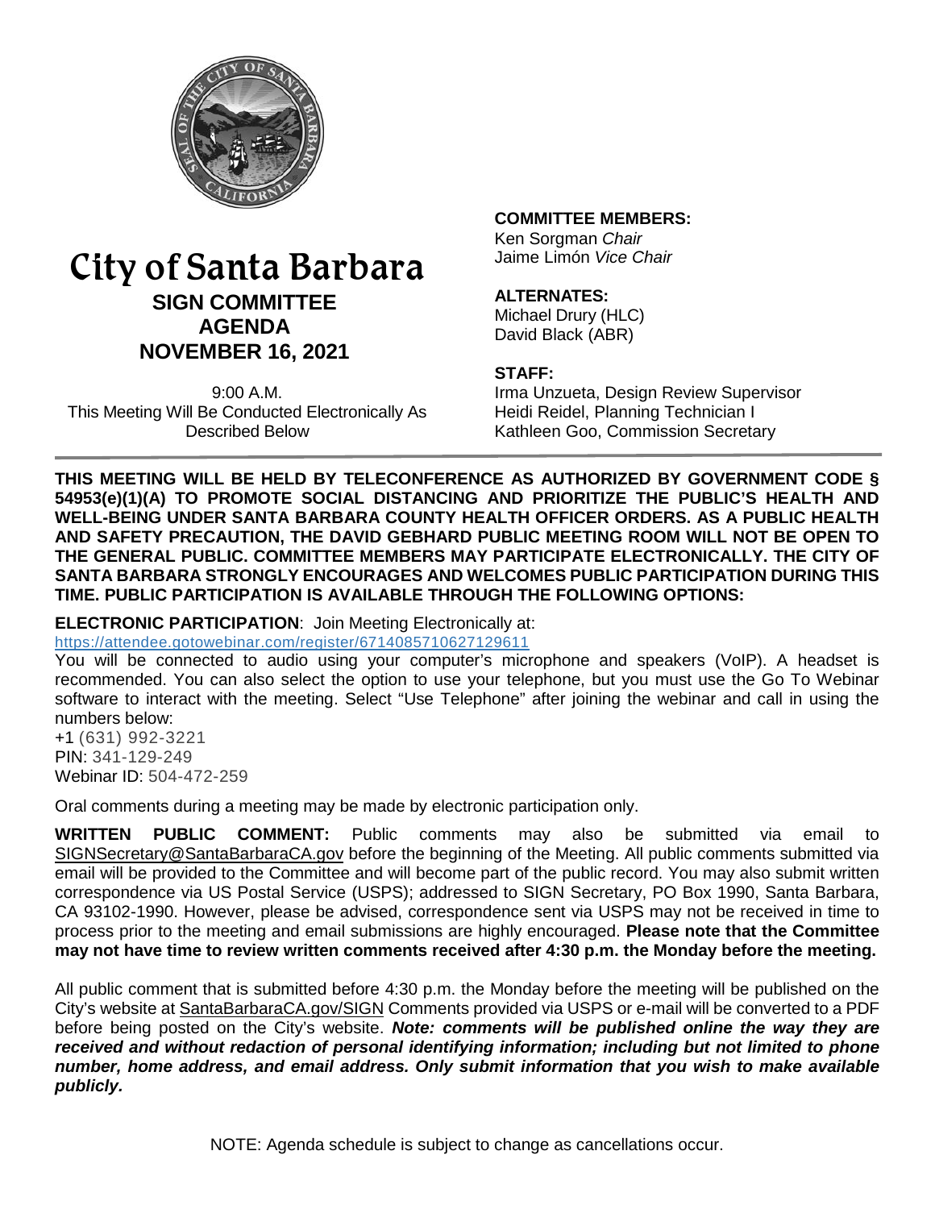# City of Santa Barbara

## SIGN COMMITTEE AGENDA NOVEMBER 16, 2021

9:00 A.M.
This Meeting Will Be Conducted Electronically As Described Below

**COMMITTEE MEMBERS:**
Ken Sorgman *Chair*
Jaime Limón *Vice Chair*

**ALTERNATES:**
Michael Drury (HLC)
David Black (ABR)

**STAFF:**
Irma Unzueta, Design Review Supervisor
Heidi Reidel, Planning Technician I
Kathleen Goo, Commission Secretary

**THIS MEETING WILL BE HELD BY TELECONFERENCE AS AUTHORIZED BY GOVERNMENT CODE § 54953(e)(1)(A) TO PROMOTE SOCIAL DISTANCING AND PRIORITIZE THE PUBLIC'S HEALTH AND WELL-BEING UNDER SANTA BARBARA COUNTY HEALTH OFFICER ORDERS. AS A PUBLIC HEALTH AND SAFETY PRECAUTION, THE DAVID GEBHARD PUBLIC MEETING ROOM WILL NOT BE OPEN TO THE GENERAL PUBLIC. COMMITTEE MEMBERS MAY PARTICIPATE ELECTRONICALLY. THE CITY OF SANTA BARBARA STRONGLY ENCOURAGES AND WELCOMES PUBLIC PARTICIPATION DURING THIS TIME. PUBLIC PARTICIPATION IS AVAILABLE THROUGH THE FOLLOWING OPTIONS:**

**ELECTRONIC PARTICIPATION**: Join Meeting Electronically at:
https://attendee.gotowebinar.com/register/6714085710627129611
You will be connected to audio using your computer's microphone and speakers (VoIP). A headset is recommended. You can also select the option to use your telephone, but you must use the Go To Webinar software to interact with the meeting. Select "Use Telephone" after joining the webinar and call in using the numbers below:
+1 (631) 992-3221
PIN: 341-129-249
Webinar ID: 504-472-259

Oral comments during a meeting may be made by electronic participation only.

**WRITTEN PUBLIC COMMENT:** Public comments may also be submitted via email to SIGNSecretary@SantaBarbaraCA.gov before the beginning of the Meeting. All public comments submitted via email will be provided to the Committee and will become part of the public record. You may also submit written correspondence via US Postal Service (USPS); addressed to SIGN Secretary, PO Box 1990, Santa Barbara, CA 93102-1990. However, please be advised, correspondence sent via USPS may not be received in time to process prior to the meeting and email submissions are highly encouraged. **Please note that the Committee may not have time to review written comments received after 4:30 p.m. the Monday before the meeting.**

All public comment that is submitted before 4:30 p.m. the Monday before the meeting will be published on the City's website at SantaBarbaraCA.gov/SIGN Comments provided via USPS or e-mail will be converted to a PDF before being posted on the City's website. ***Note: comments will be published online the way they are received and without redaction of personal identifying information; including but not limited to phone number, home address, and email address. Only submit information that you wish to make available publicly.***

NOTE: Agenda schedule is subject to change as cancellations occur.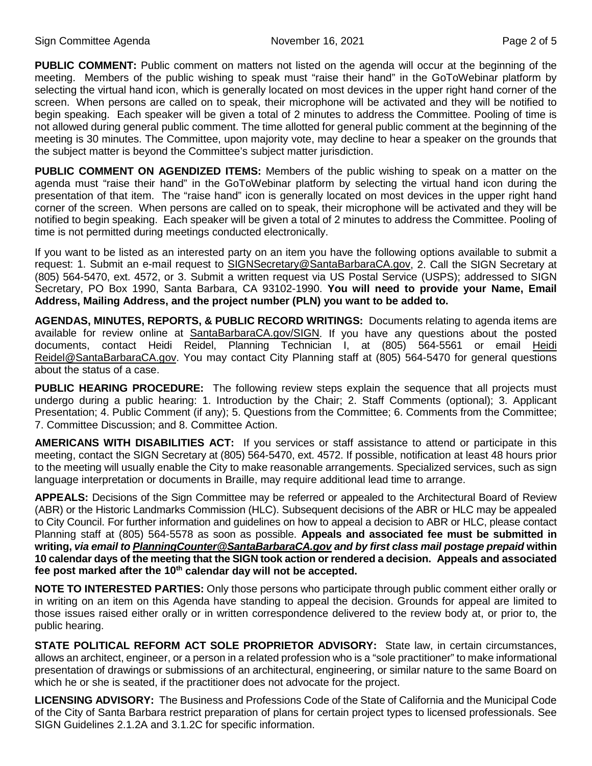**PUBLIC COMMENT:** Public comment on matters not listed on the agenda will occur at the beginning of the meeting. Members of the public wishing to speak must "raise their hand" in the GoToWebinar platform by selecting the virtual hand icon, which is generally located on most devices in the upper right hand corner of the screen. When persons are called on to speak, their microphone will be activated and they will be notified to begin speaking. Each speaker will be given a total of 2 minutes to address the Committee. Pooling of time is not allowed during general public comment. The time allotted for general public comment at the beginning of the meeting is 30 minutes. The Committee, upon majority vote, may decline to hear a speaker on the grounds that the subject matter is beyond the Committee's subject matter jurisdiction.

**PUBLIC COMMENT ON AGENDIZED ITEMS:** Members of the public wishing to speak on a matter on the agenda must "raise their hand" in the GoToWebinar platform by selecting the virtual hand icon during the presentation of that item. The "raise hand" icon is generally located on most devices in the upper right hand corner of the screen. When persons are called on to speak, their microphone will be activated and they will be notified to begin speaking. Each speaker will be given a total of 2 minutes to address the Committee. Pooling of time is not permitted during meetings conducted electronically.

If you want to be listed as an interested party on an item you have the following options available to submit a request: 1. Submit an e-mail request to SIGNSecretary@SantaBarbaraCA.gov, 2. Call the SIGN Secretary at (805) 564-5470, ext. 4572, or 3. Submit a written request via US Postal Service (USPS); addressed to SIGN Secretary, PO Box 1990, Santa Barbara, CA 93102-1990. **You will need to provide your Name, Email Address, Mailing Address, and the project number (PLN) you want to be added to.**

**AGENDAS, MINUTES, REPORTS, & PUBLIC RECORD WRITINGS:** Documents relating to agenda items are available for review online at SantaBarbaraCA.gov/SIGN. If you have any questions about the posted documents, contact Heidi Reidel, Planning Technician I, at (805) 564-5561 or email Heidi Reidel@SantaBarbaraCA.gov. You may contact City Planning staff at (805) 564-5470 for general questions about the status of a case.

**PUBLIC HEARING PROCEDURE:** The following review steps explain the sequence that all projects must undergo during a public hearing: 1. Introduction by the Chair; 2. Staff Comments (optional); 3. Applicant Presentation; 4. Public Comment (if any); 5. Questions from the Committee; 6. Comments from the Committee; 7. Committee Discussion; and 8. Committee Action.

**AMERICANS WITH DISABILITIES ACT:** If you services or staff assistance to attend or participate in this meeting, contact the SIGN Secretary at (805) 564-5470, ext. 4572. If possible, notification at least 48 hours prior to the meeting will usually enable the City to make reasonable arrangements. Specialized services, such as sign language interpretation or documents in Braille, may require additional lead time to arrange.

**APPEALS:** Decisions of the Sign Committee may be referred or appealed to the Architectural Board of Review (ABR) or the Historic Landmarks Commission (HLC). Subsequent decisions of the ABR or HLC may be appealed to City Council. For further information and guidelines on how to appeal a decision to ABR or HLC, please contact Planning staff at (805) 564-5578 as soon as possible. **Appeals and associated fee must be submitted in writing, *via email to PlanningCounter@SantaBarbaraCA.gov and by first class mail postage prepaid* within 10 calendar days of the meeting that the SIGN took action or rendered a decision. Appeals and associated fee post marked after the 10th calendar day will not be accepted.**

**NOTE TO INTERESTED PARTIES:** Only those persons who participate through public comment either orally or in writing on an item on this Agenda have standing to appeal the decision. Grounds for appeal are limited to those issues raised either orally or in written correspondence delivered to the review body at, or prior to, the public hearing.

**STATE POLITICAL REFORM ACT SOLE PROPRIETOR ADVISORY:** State law, in certain circumstances, allows an architect, engineer, or a person in a related profession who is a "sole practitioner" to make informational presentation of drawings or submissions of an architectural, engineering, or similar nature to the same Board on which he or she is seated, if the practitioner does not advocate for the project.

**LICENSING ADVISORY:** The Business and Professions Code of the State of California and the Municipal Code of the City of Santa Barbara restrict preparation of plans for certain project types to licensed professionals. See SIGN Guidelines 2.1.2A and 3.1.2C for specific information.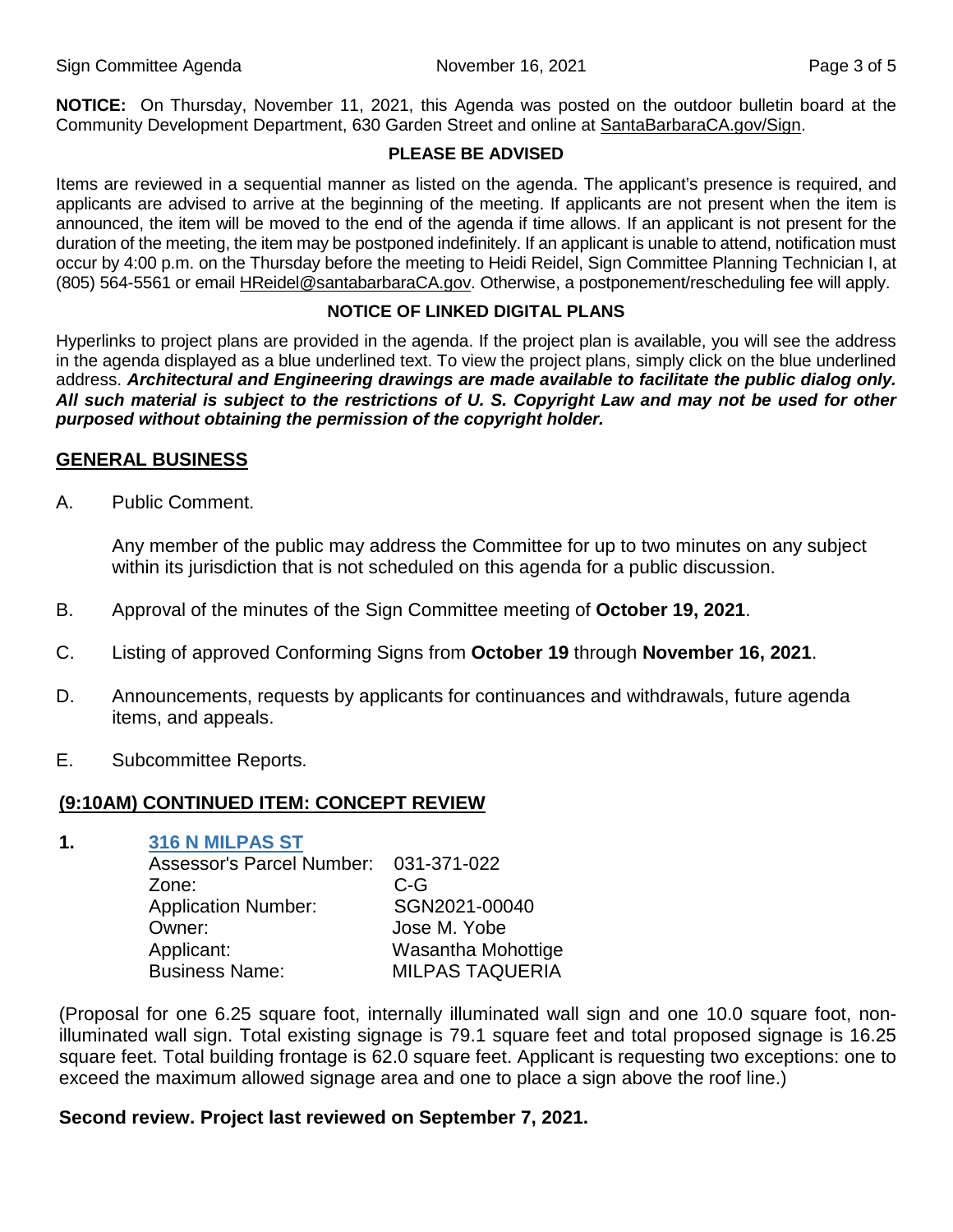**NOTICE:** On Thursday, November 11, 2021, this Agenda was posted on the outdoor bulletin board at the Community Development Department, 630 Garden Street and online at SantaBarbaraCA.gov/Sign.

**PLEASE BE ADVISED**

Items are reviewed in a sequential manner as listed on the agenda. The applicant's presence is required, and applicants are advised to arrive at the beginning of the meeting. If applicants are not present when the item is announced, the item will be moved to the end of the agenda if time allows. If an applicant is not present for the duration of the meeting, the item may be postponed indefinitely. If an applicant is unable to attend, notification must occur by 4:00 p.m. on the Thursday before the meeting to Heidi Reidel, Sign Committee Planning Technician I, at (805) 564-5561 or email HReidel@santabarbaraCA.gov. Otherwise, a postponement/rescheduling fee will apply.

**NOTICE OF LINKED DIGITAL PLANS**

Hyperlinks to project plans are provided in the agenda. If the project plan is available, you will see the address in the agenda displayed as a blue underlined text. To view the project plans, simply click on the blue underlined address. ***Architectural and Engineering drawings are made available to facilitate the public dialog only. All such material is subject to the restrictions of U. S. Copyright Law and may not be used for other purposed without obtaining the permission of the copyright holder.***

## GENERAL BUSINESS

A. Public Comment.

Any member of the public may address the Committee for up to two minutes on any subject within its jurisdiction that is not scheduled on this agenda for a public discussion.

B. Approval of the minutes of the Sign Committee meeting of **October 19, 2021**.

C. Listing of approved Conforming Signs from **October 19** through **November 16, 2021**.

D. Announcements, requests by applicants for continuances and withdrawals, future agenda items, and appeals.

E. Subcommittee Reports.

## (9:10AM) CONTINUED ITEM: CONCEPT REVIEW

**1. 316 N MILPAS ST**

Assessor's Parcel Number: 031-371-022
Zone: C-G
Application Number: SGN2021-00040
Owner: Jose M. Yobe
Applicant: Wasantha Mohottige
Business Name: MILPAS TAQUERIA

(Proposal for one 6.25 square foot, internally illuminated wall sign and one 10.0 square foot, non-illuminated wall sign. Total existing signage is 79.1 square feet and total proposed signage is 16.25 square feet. Total building frontage is 62.0 square feet. Applicant is requesting two exceptions: one to exceed the maximum allowed signage area and one to place a sign above the roof line.)

**Second review. Project last reviewed on September 7, 2021.**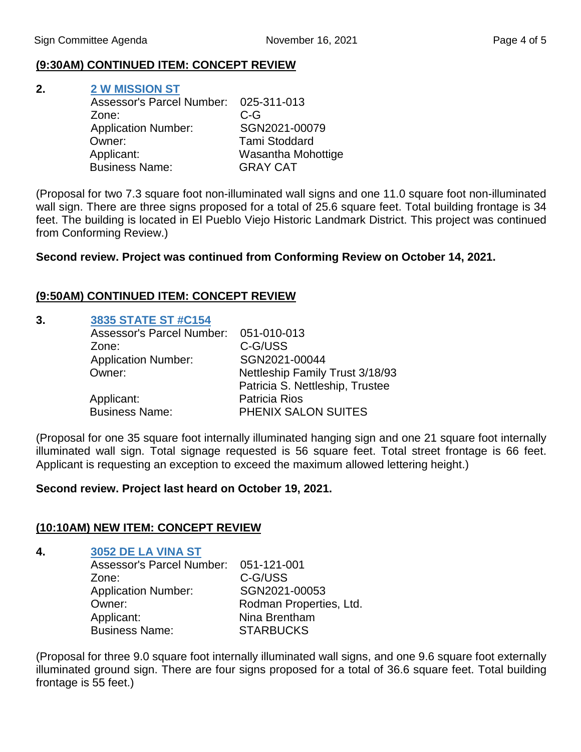### (9:30AM) CONTINUED ITEM: CONCEPT REVIEW

**2. [2 W MISSION ST]**

| | |
|---|---|
| Assessor's Parcel Number: | 025-311-013 |
| Zone: | C-G |
| Application Number: | SGN2021-00079 |
| Owner: | Tami Stoddard |
| Applicant: | Wasantha Mohottige |
| Business Name: | GRAY CAT |

(Proposal for two 7.3 square foot non-illuminated wall signs and one 11.0 square foot non-illuminated wall sign. There are three signs proposed for a total of 25.6 square feet. Total building frontage is 34 feet. The building is located in El Pueblo Viejo Historic Landmark District. This project was continued from Conforming Review.)

**Second review. Project was continued from Conforming Review on October 14, 2021.**

### (9:50AM) CONTINUED ITEM: CONCEPT REVIEW

**3. [3835 STATE ST #C154]**

| | |
|---|---|
| Assessor's Parcel Number: | 051-010-013 |
| Zone: | C-G/USS |
| Application Number: | SGN2021-00044 |
| Owner: | Nettleship Family Trust 3/18/93<br>Patricia S. Nettleship, Trustee |
| Applicant: | Patricia Rios |
| Business Name: | PHENIX SALON SUITES |

(Proposal for one 35 square foot internally illuminated hanging sign and one 21 square foot internally illuminated wall sign. Total signage requested is 56 square feet. Total street frontage is 66 feet. Applicant is requesting an exception to exceed the maximum allowed lettering height.)

**Second review. Project last heard on October 19, 2021.**

### (10:10AM) NEW ITEM: CONCEPT REVIEW

**4. [3052 DE LA VINA ST]**

| | |
|---|---|
| Assessor's Parcel Number: | 051-121-001 |
| Zone: | C-G/USS |
| Application Number: | SGN2021-00053 |
| Owner: | Rodman Properties, Ltd. |
| Applicant: | Nina Brentham |
| Business Name: | STARBUCKS |

(Proposal for three 9.0 square foot internally illuminated wall signs, and one 9.6 square foot externally illuminated ground sign. There are four signs proposed for a total of 36.6 square feet. Total building frontage is 55 feet.)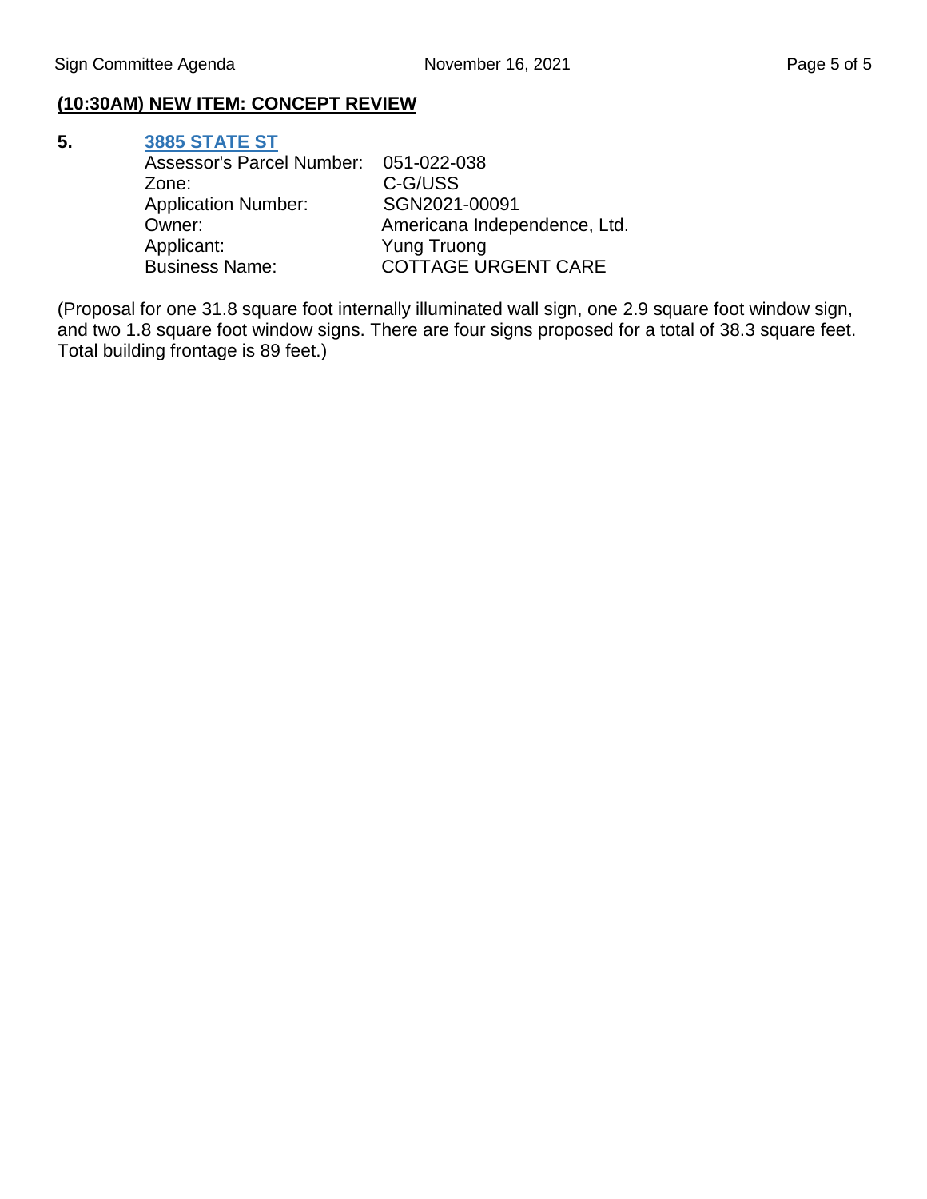## (10:30AM) NEW ITEM: CONCEPT REVIEW

**5.** **3885 STATE ST**

| | |
|---|---|
| Assessor's Parcel Number: | 051-022-038 |
| Zone: | C-G/USS |
| Application Number: | SGN2021-00091 |
| Owner: | Americana Independence, Ltd. |
| Applicant: | Yung Truong |
| Business Name: | COTTAGE URGENT CARE |

(Proposal for one 31.8 square foot internally illuminated wall sign, one 2.9 square foot window sign, and two 1.8 square foot window signs. There are four signs proposed for a total of 38.3 square feet. Total building frontage is 89 feet.)